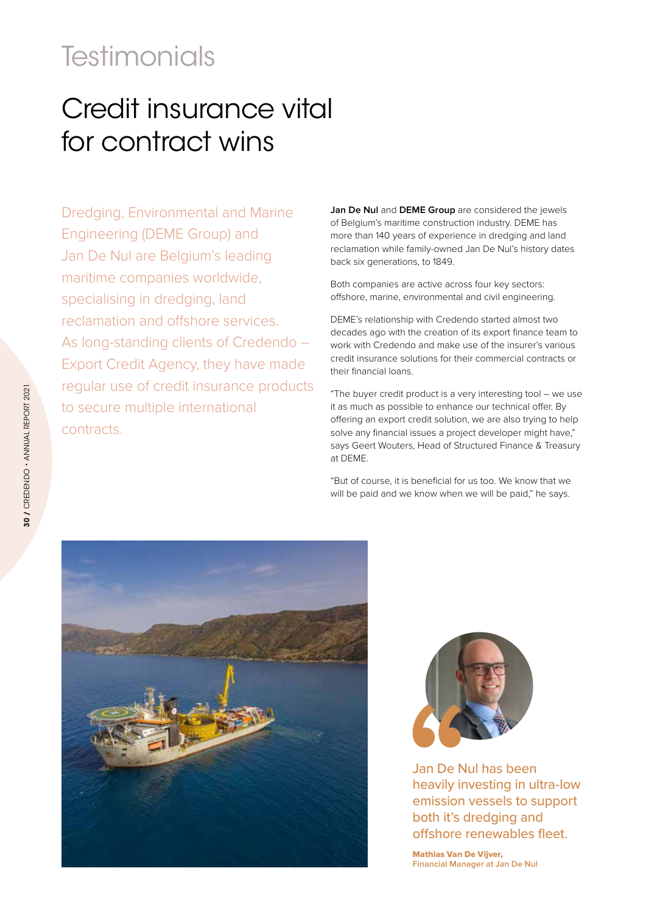# Testimonials

## Credit insurance vital for contract wins

Dredging, Environmental and Marine Engineering (DEME Group) and Jan De Nul are Belgium's leading maritime companies worldwide, specialising in dredging, land reclamation and offshore services. As long-standing clients of Credendo – Export Credit Agency, they have made regular use of credit insurance products to secure multiple international contracts.

**Jan De Nul** and **DEME Group** are considered the jewels of Belgium's maritime construction industry. DEME has more than 140 years of experience in dredging and land reclamation while family-owned Jan De Nul's history dates back six generations, to 1849.

Both companies are active across four key sectors: offshore, marine, environmental and civil engineering.

DEME's relationship with Credendo started almost two decades ago with the creation of its export finance team to work with Credendo and make use of the insurer's various credit insurance solutions for their commercial contracts or their financial loans.

"The buyer credit product is a very interesting tool – we use it as much as possible to enhance our technical offer. By offering an export credit solution, we are also trying to help solve any financial issues a project developer might have," says Geert Wouters, Head of Structured Finance & Treasury at DEME.

"But of course, it is beneficial for us too. We know that we will be paid and we know when we will be paid," he says.

Jan De Nul has been heavily investing in ultra-low emission vessels to support both it's dredging and offshore renewables fleet.

**Mathias Van De Vijver,**
**Financial Manager at Jan De Nul**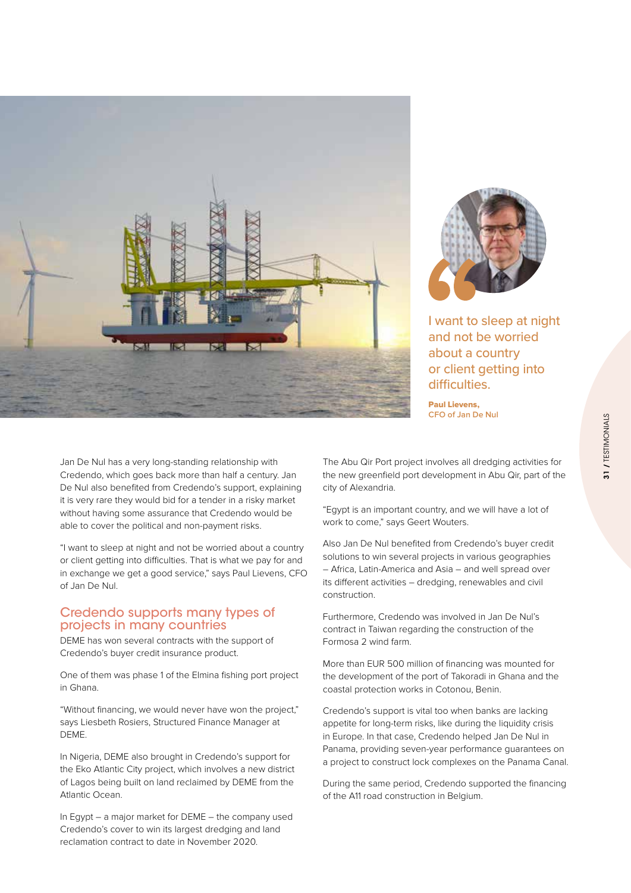> I want to sleep at night and not be worried about a country or client getting into difficulties.
>
> **Paul Lievens, CFO of Jan De Nul**

Jan De Nul has a very long-standing relationship with Credendo, which goes back more than half a century. Jan De Nul also benefited from Credendo's support, explaining it is very rare they would bid for a tender in a risky market without having some assurance that Credendo would be able to cover the political and non-payment risks.

"I want to sleep at night and not be worried about a country or client getting into difficulties. That is what we pay for and in exchange we get a good service," says Paul Lievens, CFO of Jan De Nul.

## Credendo supports many types of projects in many countries

DEME has won several contracts with the support of Credendo's buyer credit insurance product.

One of them was phase 1 of the Elmina fishing port project in Ghana.

"Without financing, we would never have won the project," says Liesbeth Rosiers, Structured Finance Manager at DEME.

In Nigeria, DEME also brought in Credendo's support for the Eko Atlantic City project, which involves a new district of Lagos being built on land reclaimed by DEME from the Atlantic Ocean.

In Egypt – a major market for DEME – the company used Credendo's cover to win its largest dredging and land reclamation contract to date in November 2020.

The Abu Qir Port project involves all dredging activities for the new greenfield port development in Abu Qir, part of the city of Alexandria.

"Egypt is an important country, and we will have a lot of work to come," says Geert Wouters.

Also Jan De Nul benefited from Credendo's buyer credit solutions to win several projects in various geographies – Africa, Latin-America and Asia – and well spread over its different activities – dredging, renewables and civil construction.

Furthermore, Credendo was involved in Jan De Nul's contract in Taiwan regarding the construction of the Formosa 2 wind farm.

More than EUR 500 million of financing was mounted for the development of the port of Takoradi in Ghana and the coastal protection works in Cotonou, Benin.

Credendo's support is vital too when banks are lacking appetite for long-term risks, like during the liquidity crisis in Europe. In that case, Credendo helped Jan De Nul in Panama, providing seven-year performance guarantees on a project to construct lock complexes on the Panama Canal.

During the same period, Credendo supported the financing of the A11 road construction in Belgium.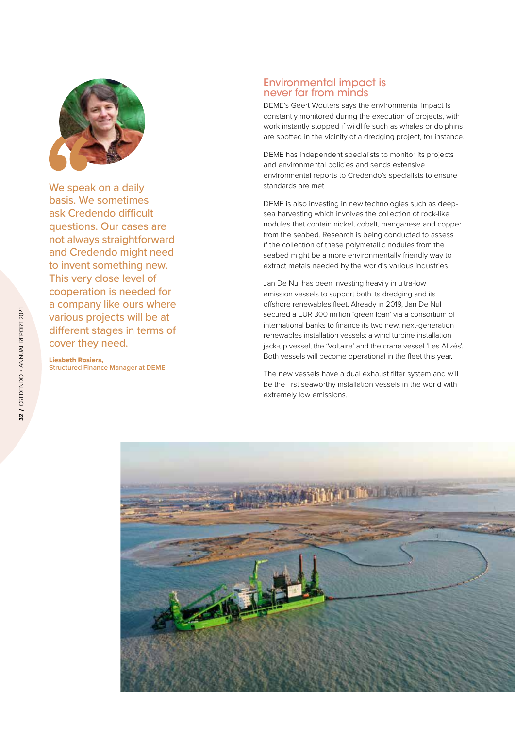> We speak on a daily basis. We sometimes ask Credendo difficult questions. Our cases are not always straightforward and Credendo might need to invent something new. This very close level of cooperation is needed for a company like ours where various projects will be at different stages in terms of cover they need.
>
> **Liesbeth Rosiers,**
> **Structured Finance Manager at DEME**

## Environmental impact is never far from minds

DEME's Geert Wouters says the environmental impact is constantly monitored during the execution of projects, with work instantly stopped if wildlife such as whales or dolphins are spotted in the vicinity of a dredging project, for instance.

DEME has independent specialists to monitor its projects and environmental policies and sends extensive environmental reports to Credendo's specialists to ensure standards are met.

DEME is also investing in new technologies such as deep-sea harvesting which involves the collection of rock-like nodules that contain nickel, cobalt, manganese and copper from the seabed. Research is being conducted to assess if the collection of these polymetallic nodules from the seabed might be a more environmentally friendly way to extract metals needed by the world's various industries.

Jan De Nul has been investing heavily in ultra-low emission vessels to support both its dredging and its offshore renewables fleet. Already in 2019, Jan De Nul secured a EUR 300 million 'green loan' via a consortium of international banks to finance its two new, next-generation renewables installation vessels: a wind turbine installation jack-up vessel, the 'Voltaire' and the crane vessel 'Les Alizés'. Both vessels will become operational in the fleet this year.

The new vessels have a dual exhaust filter system and will be the first seaworthy installation vessels in the world with extremely low emissions.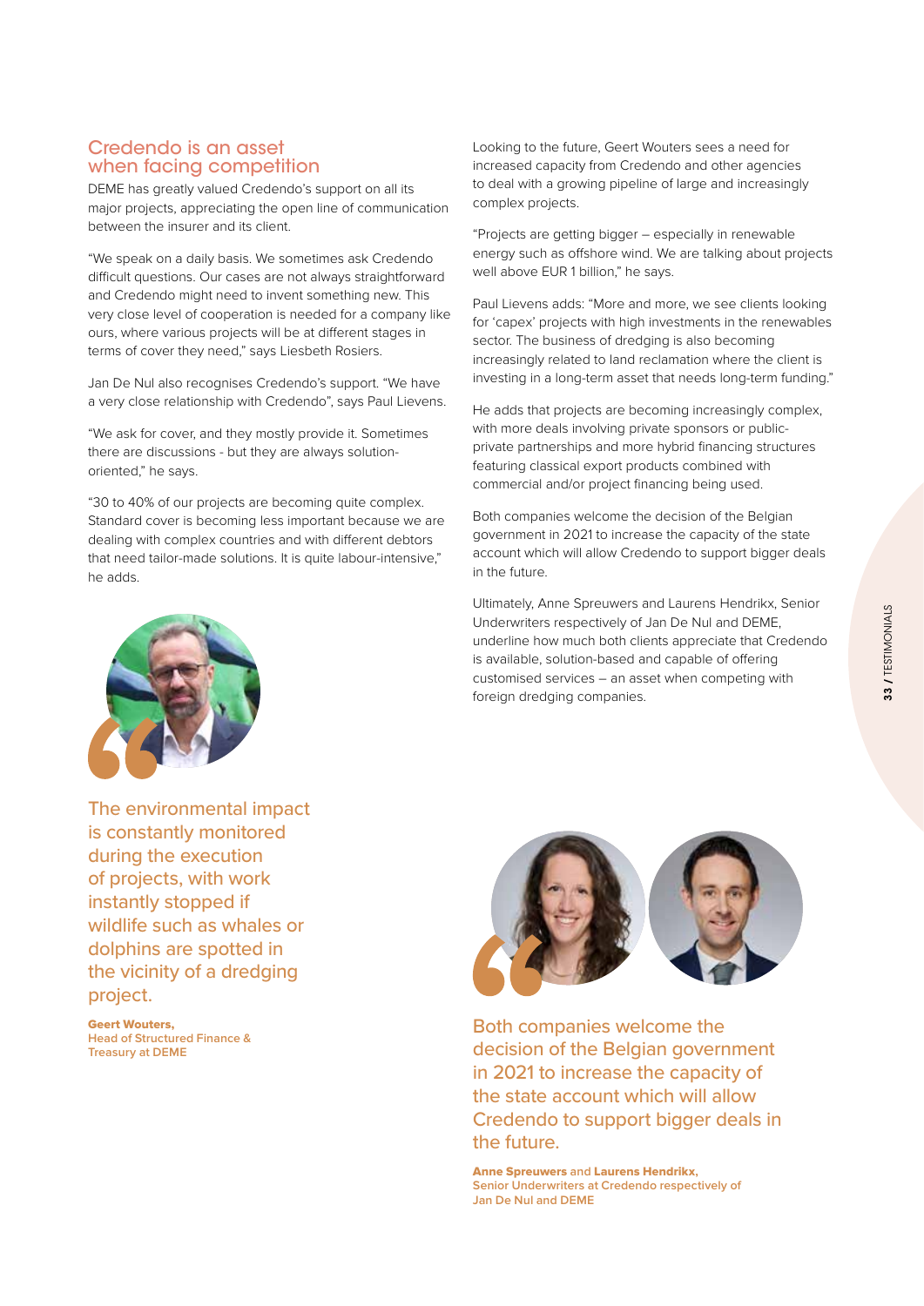## Credendo is an asset when facing competition

DEME has greatly valued Credendo's support on all its major projects, appreciating the open line of communication between the insurer and its client.

"We speak on a daily basis. We sometimes ask Credendo difficult questions. Our cases are not always straightforward and Credendo might need to invent something new. This very close level of cooperation is needed for a company like ours, where various projects will be at different stages in terms of cover they need," says Liesbeth Rosiers.

Jan De Nul also recognises Credendo's support. "We have a very close relationship with Credendo", says Paul Lievens.

"We ask for cover, and they mostly provide it. Sometimes there are discussions - but they are always solution-oriented," he says.

"30 to 40% of our projects are becoming quite complex. Standard cover is becoming less important because we are dealing with complex countries and with different debtors that need tailor-made solutions. It is quite labour-intensive," he adds.

> The environmental impact is constantly monitored during the execution of projects, with work instantly stopped if wildlife such as whales or dolphins are spotted in the vicinity of a dredging project.
>
> **Geert Wouters,**
> Head of Structured Finance & Treasury at DEME

Looking to the future, Geert Wouters sees a need for increased capacity from Credendo and other agencies to deal with a growing pipeline of large and increasingly complex projects.

"Projects are getting bigger – especially in renewable energy such as offshore wind. We are talking about projects well above EUR 1 billion," he says.

Paul Lievens adds: "More and more, we see clients looking for 'capex' projects with high investments in the renewables sector. The business of dredging is also becoming increasingly related to land reclamation where the client is investing in a long-term asset that needs long-term funding."

He adds that projects are becoming increasingly complex, with more deals involving private sponsors or public-private partnerships and more hybrid financing structures featuring classical export products combined with commercial and/or project financing being used.

Both companies welcome the decision of the Belgian government in 2021 to increase the capacity of the state account which will allow Credendo to support bigger deals in the future.

Ultimately, Anne Spreuwers and Laurens Hendrikx, Senior Underwriters respectively of Jan De Nul and DEME, underline how much both clients appreciate that Credendo is available, solution-based and capable of offering customised services – an asset when competing with foreign dredging companies.

> Both companies welcome the decision of the Belgian government in 2021 to increase the capacity of the state account which will allow Credendo to support bigger deals in the future.
>
> **Anne Spreuwers** and **Laurens Hendrikx,**
> Senior Underwriters at Credendo respectively of Jan De Nul and DEME